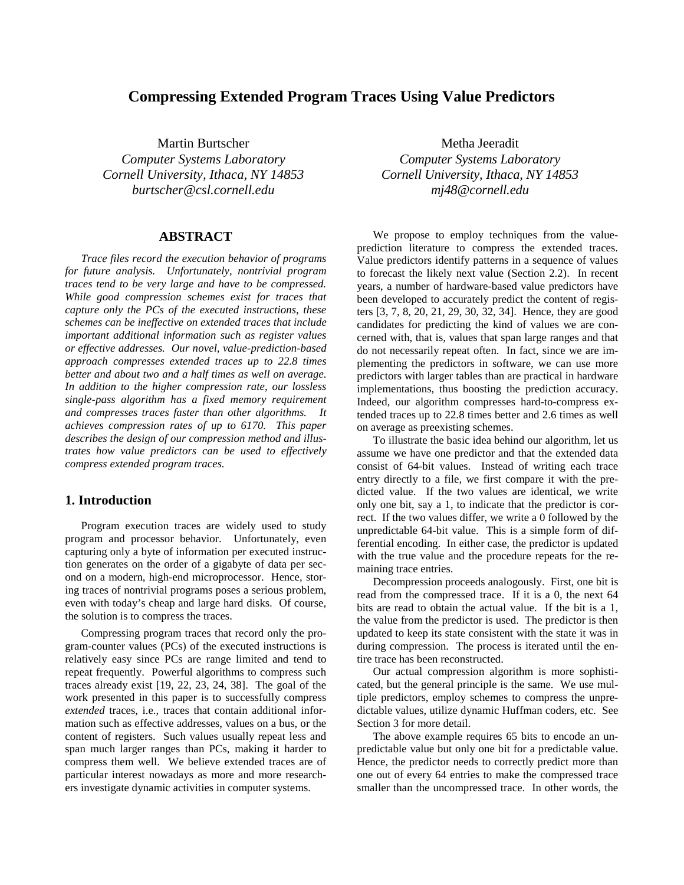# Compressing Extended Program Traces Using Value Predictors

Martin Burtscher
*Computer Systems Laboratory*
*Cornell University, Ithaca, NY 14853*
*burtscher@csl.cornell.edu*

Metha Jeeradit
*Computer Systems Laboratory*
*Cornell University, Ithaca, NY 14853*
*mj48@cornell.edu*

## ABSTRACT

*Trace files record the execution behavior of programs for future analysis. Unfortunately, nontrivial program traces tend to be very large and have to be compressed. While good compression schemes exist for traces that capture only the PCs of the executed instructions, these schemes can be ineffective on extended traces that include important additional information such as register values or effective addresses. Our novel, value-prediction-based approach compresses extended traces up to 22.8 times better and about two and a half times as well on average. In addition to the higher compression rate, our lossless single-pass algorithm has a fixed memory requirement and compresses traces faster than other algorithms. It achieves compression rates of up to 6170. This paper describes the design of our compression method and illustrates how value predictors can be used to effectively compress extended program traces.*

## 1. Introduction

Program execution traces are widely used to study program and processor behavior. Unfortunately, even capturing only a byte of information per executed instruction generates on the order of a gigabyte of data per second on a modern, high-end microprocessor. Hence, storing traces of nontrivial programs poses a serious problem, even with today's cheap and large hard disks. Of course, the solution is to compress the traces.

Compressing program traces that record only the program-counter values (PCs) of the executed instructions is relatively easy since PCs are range limited and tend to repeat frequently. Powerful algorithms to compress such traces already exist [19, 22, 23, 24, 38]. The goal of the work presented in this paper is to successfully compress *extended* traces, i.e., traces that contain additional information such as effective addresses, values on a bus, or the content of registers. Such values usually repeat less and span much larger ranges than PCs, making it harder to compress them well. We believe extended traces are of particular interest nowadays as more and more researchers investigate dynamic activities in computer systems.

We propose to employ techniques from the value-prediction literature to compress the extended traces. Value predictors identify patterns in a sequence of values to forecast the likely next value (Section 2.2). In recent years, a number of hardware-based value predictors have been developed to accurately predict the content of registers [3, 7, 8, 20, 21, 29, 30, 32, 34]. Hence, they are good candidates for predicting the kind of values we are concerned with, that is, values that span large ranges and that do not necessarily repeat often. In fact, since we are implementing the predictors in software, we can use more predictors with larger tables than are practical in hardware implementations, thus boosting the prediction accuracy. Indeed, our algorithm compresses hard-to-compress extended traces up to 22.8 times better and 2.6 times as well on average as preexisting schemes.

To illustrate the basic idea behind our algorithm, let us assume we have one predictor and that the extended data consist of 64-bit values. Instead of writing each trace entry directly to a file, we first compare it with the predicted value. If the two values are identical, we write only one bit, say a 1, to indicate that the predictor is correct. If the two values differ, we write a 0 followed by the unpredictable 64-bit value. This is a simple form of differential encoding. In either case, the predictor is updated with the true value and the procedure repeats for the remaining trace entries.

Decompression proceeds analogously. First, one bit is read from the compressed trace. If it is a 0, the next 64 bits are read to obtain the actual value. If the bit is a 1, the value from the predictor is used. The predictor is then updated to keep its state consistent with the state it was in during compression. The process is iterated until the entire trace has been reconstructed.

Our actual compression algorithm is more sophisticated, but the general principle is the same. We use multiple predictors, employ schemes to compress the unpredictable values, utilize dynamic Huffman coders, etc. See Section 3 for more detail.

The above example requires 65 bits to encode an unpredictable value but only one bit for a predictable value. Hence, the predictor needs to correctly predict more than one out of every 64 entries to make the compressed trace smaller than the uncompressed trace. In other words, the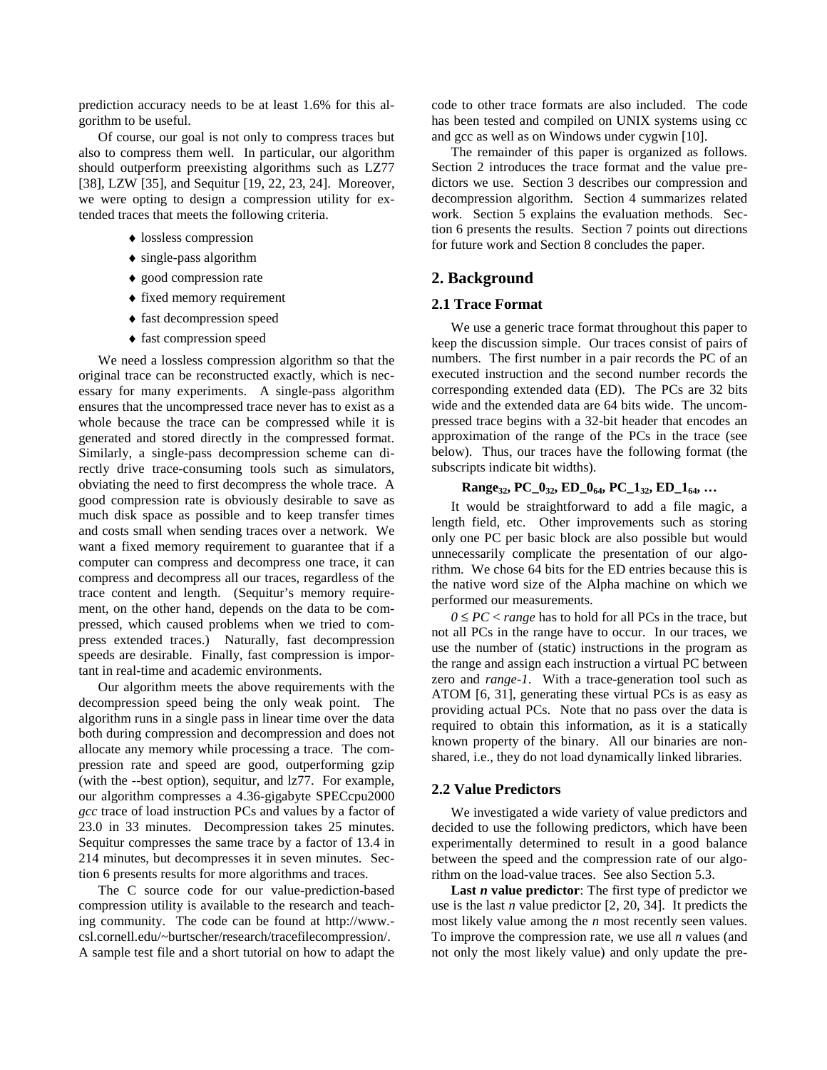prediction accuracy needs to be at least 1.6% for this algorithm to be useful.

Of course, our goal is not only to compress traces but also to compress them well. In particular, our algorithm should outperform preexisting algorithms such as LZ77 [38], LZW [35], and Sequitur [19, 22, 23, 24]. Moreover, we were opting to design a compression utility for extended traces that meets the following criteria.

- lossless compression
- single-pass algorithm
- good compression rate
- fixed memory requirement
- fast decompression speed
- fast compression speed

We need a lossless compression algorithm so that the original trace can be reconstructed exactly, which is necessary for many experiments. A single-pass algorithm ensures that the uncompressed trace never has to exist as a whole because the trace can be compressed while it is generated and stored directly in the compressed format. Similarly, a single-pass decompression scheme can directly drive trace-consuming tools such as simulators, obviating the need to first decompress the whole trace. A good compression rate is obviously desirable to save as much disk space as possible and to keep transfer times and costs small when sending traces over a network. We want a fixed memory requirement to guarantee that if a computer can compress and decompress one trace, it can compress and decompress all our traces, regardless of the trace content and length. (Sequitur's memory requirement, on the other hand, depends on the data to be compressed, which caused problems when we tried to compress extended traces.) Naturally, fast decompression speeds are desirable. Finally, fast compression is important in real-time and academic environments.

Our algorithm meets the above requirements with the decompression speed being the only weak point. The algorithm runs in a single pass in linear time over the data both during compression and decompression and does not allocate any memory while processing a trace. The compression rate and speed are good, outperforming gzip (with the --best option), sequitur, and lz77. For example, our algorithm compresses a 4.36-gigabyte SPECcpu2000 *gcc* trace of load instruction PCs and values by a factor of 23.0 in 33 minutes. Decompression takes 25 minutes. Sequitur compresses the same trace by a factor of 13.4 in 214 minutes, but decompresses it in seven minutes. Section 6 presents results for more algorithms and traces.

The C source code for our value-prediction-based compression utility is available to the research and teaching community. The code can be found at http://www.csl.cornell.edu/~burtscher/research/tracefilecompression/. A sample test file and a short tutorial on how to adapt the code to other trace formats are also included. The code has been tested and compiled on UNIX systems using cc and gcc as well as on Windows under cygwin [10].

The remainder of this paper is organized as follows. Section 2 introduces the trace format and the value predictors we use. Section 3 describes our compression and decompression algorithm. Section 4 summarizes related work. Section 5 explains the evaluation methods. Section 6 presents the results. Section 7 points out directions for future work and Section 8 concludes the paper.

## 2. Background

### 2.1 Trace Format

We use a generic trace format throughout this paper to keep the discussion simple. Our traces consist of pairs of numbers. The first number in a pair records the PC of an executed instruction and the second number records the corresponding extended data (ED). The PCs are 32 bits wide and the extended data are 64 bits wide. The uncompressed trace begins with a 32-bit header that encodes an approximation of the range of the PCs in the trace (see below). Thus, our traces have the following format (the subscripts indicate bit widths).

**$\text{Range}_{32}$, $\text{PC\_0}_{32}$, $\text{ED\_0}_{64}$, $\text{PC\_1}_{32}$, $\text{ED\_1}_{64}$, …**

It would be straightforward to add a file magic, a length field, etc. Other improvements such as storing only one PC per basic block are also possible but would unnecessarily complicate the presentation of our algorithm. We chose 64 bits for the ED entries because this is the native word size of the Alpha machine on which we performed our measurements.

$0 \leq PC < range$ has to hold for all PCs in the trace, but not all PCs in the range have to occur. In our traces, we use the number of (static) instructions in the program as the range and assign each instruction a virtual PC between zero and *range-1*. With a trace-generation tool such as ATOM [6, 31], generating these virtual PCs is as easy as providing actual PCs. Note that no pass over the data is required to obtain this information, as it is a statically known property of the binary. All our binaries are non-shared, i.e., they do not load dynamically linked libraries.

### 2.2 Value Predictors

We investigated a wide variety of value predictors and decided to use the following predictors, which have been experimentally determined to result in a good balance between the speed and the compression rate of our algorithm on the load-value traces. See also Section 5.3.

**Last *n* value predictor**: The first type of predictor we use is the last *n* value predictor [2, 20, 34]. It predicts the most likely value among the *n* most recently seen values. To improve the compression rate, we use all *n* values (and not only the most likely value) and only update the pre-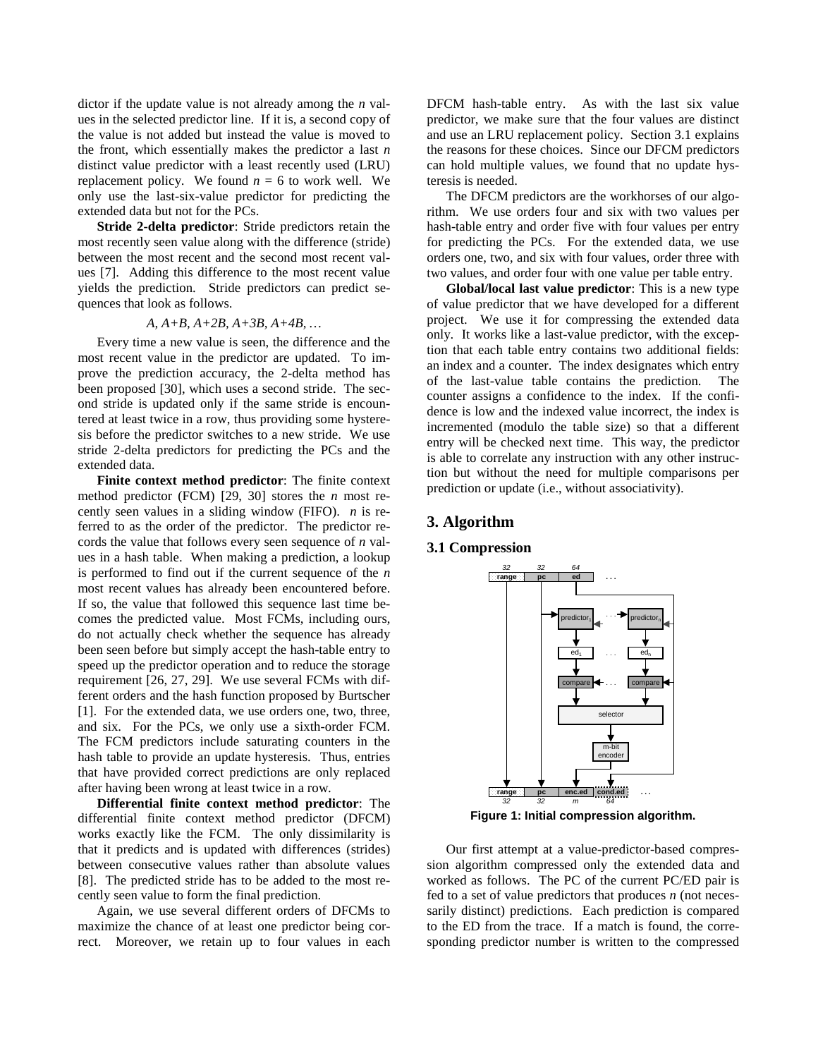dictor if the update value is not already among the *n* values in the selected predictor line. If it is, a second copy of the value is not added but instead the value is moved to the front, which essentially makes the predictor a last *n* distinct value predictor with a least recently used (LRU) replacement policy. We found $n = 6$ to work well. We only use the last-six-value predictor for predicting the extended data but not for the PCs.

**Stride 2-delta predictor**: Stride predictors retain the most recently seen value along with the difference (stride) between the most recent and the second most recent values [7]. Adding this difference to the most recent value yields the prediction. Stride predictors can predict sequences that look as follows.

$$A, A+B, A+2B, A+3B, A+4B, \ldots$$

Every time a new value is seen, the difference and the most recent value in the predictor are updated. To improve the prediction accuracy, the 2-delta method has been proposed [30], which uses a second stride. The second stride is updated only if the same stride is encountered at least twice in a row, thus providing some hysteresis before the predictor switches to a new stride. We use stride 2-delta predictors for predicting the PCs and the extended data.

**Finite context method predictor**: The finite context method predictor (FCM) [29, 30] stores the *n* most recently seen values in a sliding window (FIFO). *n* is referred to as the order of the predictor. The predictor records the value that follows every seen sequence of *n* values in a hash table. When making a prediction, a lookup is performed to find out if the current sequence of the *n* most recent values has already been encountered before. If so, the value that followed this sequence last time becomes the predicted value. Most FCMs, including ours, do not actually check whether the sequence has already been seen before but simply accept the hash-table entry to speed up the predictor operation and to reduce the storage requirement [26, 27, 29]. We use several FCMs with different orders and the hash function proposed by Burtscher [1]. For the extended data, we use orders one, two, three, and six. For the PCs, we only use a sixth-order FCM. The FCM predictors include saturating counters in the hash table to provide an update hysteresis. Thus, entries that have provided correct predictions are only replaced after having been wrong at least twice in a row.

**Differential finite context method predictor**: The differential finite context method predictor (DFCM) works exactly like the FCM. The only dissimilarity is that it predicts and is updated with differences (strides) between consecutive values rather than absolute values [8]. The predicted stride has to be added to the most recently seen value to form the final prediction.

Again, we use several different orders of DFCMs to maximize the chance of at least one predictor being correct. Moreover, we retain up to four values in each DFCM hash-table entry. As with the last six value predictor, we make sure that the four values are distinct and use an LRU replacement policy. Section 3.1 explains the reasons for these choices. Since our DFCM predictors can hold multiple values, we found that no update hysteresis is needed.

The DFCM predictors are the workhorses of our algorithm. We use orders four and six with two values per hash-table entry and order five with four values per entry for predicting the PCs. For the extended data, we use orders one, two, and six with four values, order three with two values, and order four with one value per table entry.

**Global/local last value predictor**: This is a new type of value predictor that we have developed for a different project. We use it for compressing the extended data only. It works like a last-value predictor, with the exception that each table entry contains two additional fields: an index and a counter. The index designates which entry of the last-value table contains the prediction. The counter assigns a confidence to the index. If the confidence is low and the indexed value incorrect, the index is incremented (modulo the table size) so that a different entry will be checked next time. This way, the predictor is able to correlate any instruction with any other instruction but without the need for multiple comparisons per prediction or update (i.e., without associativity).

# 3. Algorithm

## 3.1 Compression

32 32 64
range pc ed ...
predictor$_1$ ... predictor$_n$
ed$_1$ ... ed$_n$
compare ... compare
selector
m-bit encoder
range pc enc.ed cond.ed ...
32 32 m 64

**Figure 1: Initial compression algorithm.**

Our first attempt at a value-predictor-based compression algorithm compressed only the extended data and worked as follows. The PC of the current PC/ED pair is fed to a set of value predictors that produces *n* (not necessarily distinct) predictions. Each prediction is compared to the ED from the trace. If a match is found, the corresponding predictor number is written to the compressed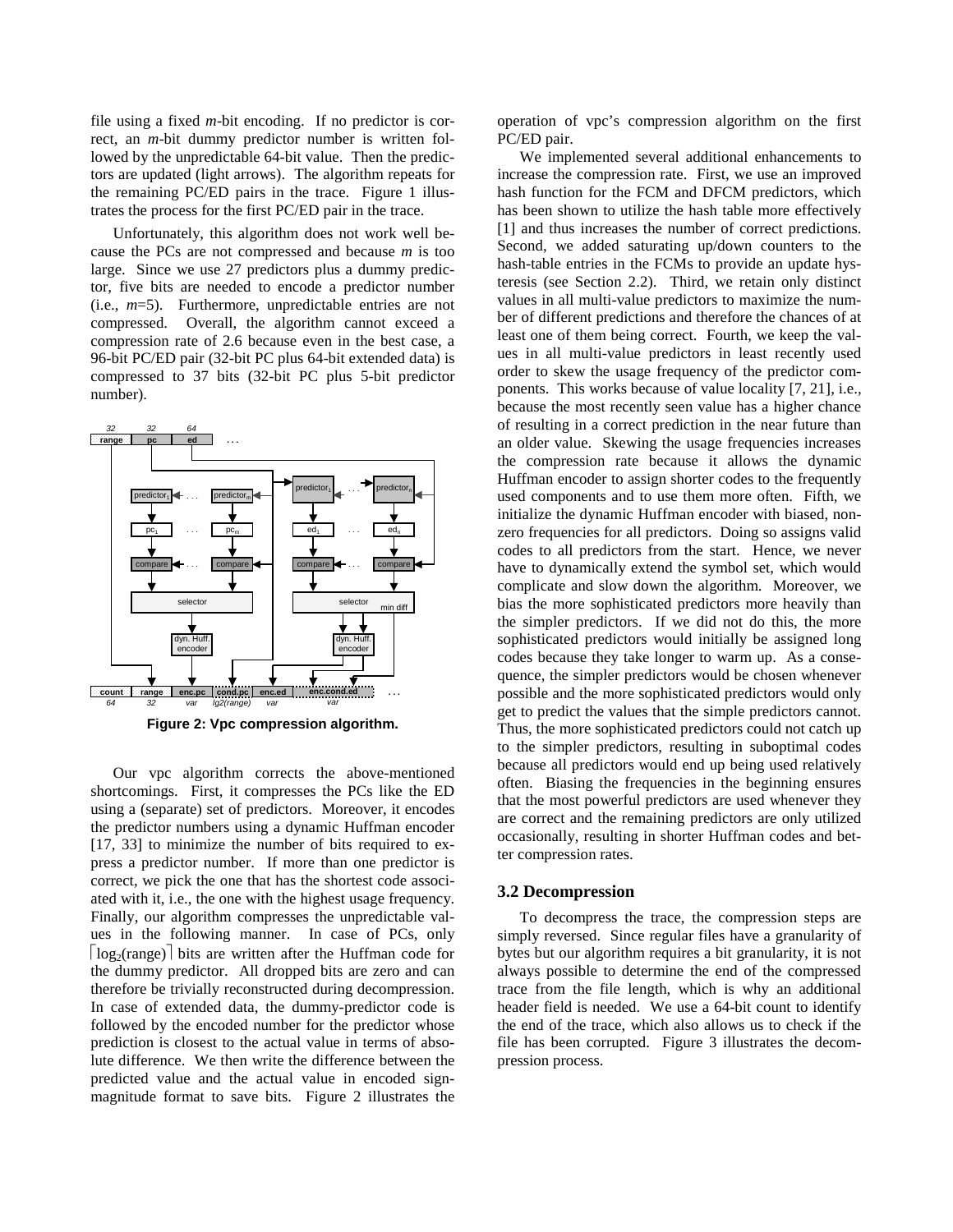file using a fixed *m*-bit encoding. If no predictor is correct, an *m*-bit dummy predictor number is written followed by the unpredictable 64-bit value. Then the predictors are updated (light arrows). The algorithm repeats for the remaining PC/ED pairs in the trace. Figure 1 illustrates the process for the first PC/ED pair in the trace.

Unfortunately, this algorithm does not work well because the PCs are not compressed and because *m* is too large. Since we use 27 predictors plus a dummy predictor, five bits are needed to encode a predictor number (i.e., *m*=5). Furthermore, unpredictable entries are not compressed. Overall, the algorithm cannot exceed a compression rate of 2.6 because even in the best case, a 96-bit PC/ED pair (32-bit PC plus 64-bit extended data) is compressed to 37 bits (32-bit PC plus 5-bit predictor number).

**Figure 2: Vpc compression algorithm.**

Our vpc algorithm corrects the above-mentioned shortcomings. First, it compresses the PCs like the ED using a (separate) set of predictors. Moreover, it encodes the predictor numbers using a dynamic Huffman encoder [17, 33] to minimize the number of bits required to express a predictor number. If more than one predictor is correct, we pick the one that has the shortest code associated with it, i.e., the one with the highest usage frequency. Finally, our algorithm compresses the unpredictable values in the following manner. In case of PCs, only $\lceil \log_2(\text{range}) \rceil$ bits are written after the Huffman code for the dummy predictor. All dropped bits are zero and can therefore be trivially reconstructed during decompression. In case of extended data, the dummy-predictor code is followed by the encoded number for the predictor whose prediction is closest to the actual value in terms of absolute difference. We then write the difference between the predicted value and the actual value in encoded sign-magnitude format to save bits. Figure 2 illustrates the operation of vpc's compression algorithm on the first PC/ED pair.

We implemented several additional enhancements to increase the compression rate. First, we use an improved hash function for the FCM and DFCM predictors, which has been shown to utilize the hash table more effectively [1] and thus increases the number of correct predictions. Second, we added saturating up/down counters to the hash-table entries in the FCMs to provide an update hysteresis (see Section 2.2). Third, we retain only distinct values in all multi-value predictors to maximize the number of different predictions and therefore the chances of at least one of them being correct. Fourth, we keep the values in all multi-value predictors in least recently used order to skew the usage frequency of the predictor components. This works because of value locality [7, 21], i.e., because the most recently seen value has a higher chance of resulting in a correct prediction in the near future than an older value. Skewing the usage frequencies increases the compression rate because it allows the dynamic Huffman encoder to assign shorter codes to the frequently used components and to use them more often. Fifth, we initialize the dynamic Huffman encoder with biased, nonzero frequencies for all predictors. Doing so assigns valid codes to all predictors from the start. Hence, we never have to dynamically extend the symbol set, which would complicate and slow down the algorithm. Moreover, we bias the more sophisticated predictors more heavily than the simpler predictors. If we did not do this, the more sophisticated predictors would initially be assigned long codes because they take longer to warm up. As a consequence, the simpler predictors would be chosen whenever possible and the more sophisticated predictors would only get to predict the values that the simple predictors cannot. Thus, the more sophisticated predictors could not catch up to the simpler predictors, resulting in suboptimal codes because all predictors would end up being used relatively often. Biasing the frequencies in the beginning ensures that the most powerful predictors are used whenever they are correct and the remaining predictors are only utilized occasionally, resulting in shorter Huffman codes and better compression rates.

### 3.2 Decompression

To decompress the trace, the compression steps are simply reversed. Since regular files have a granularity of bytes but our algorithm requires a bit granularity, it is not always possible to determine the end of the compressed trace from the file length, which is why an additional header field is needed. We use a 64-bit count to identify the end of the trace, which also allows us to check if the file has been corrupted. Figure 3 illustrates the decompression process.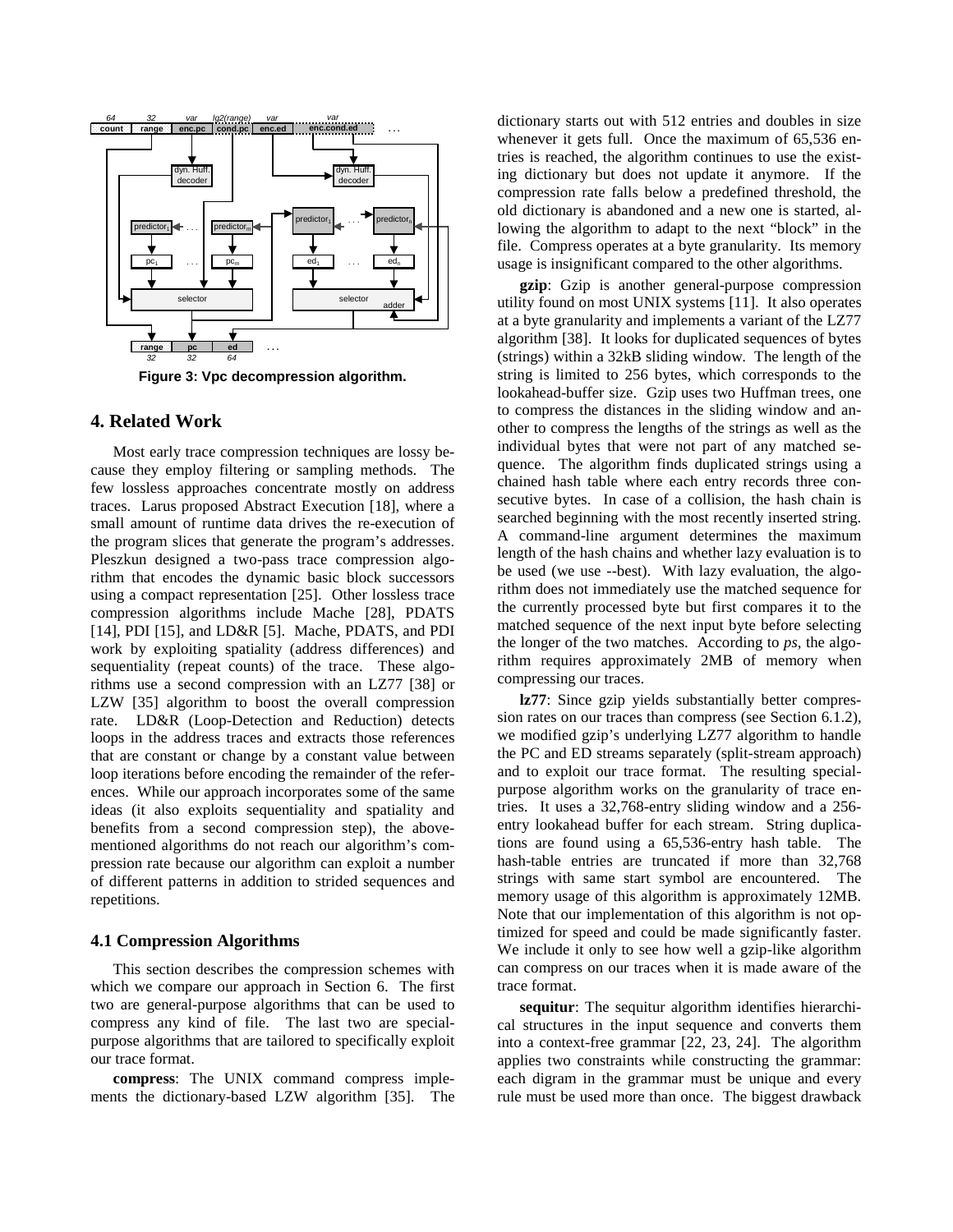**Figure 3: Vpc decompression algorithm.**

## 4. Related Work

Most early trace compression techniques are lossy because they employ filtering or sampling methods. The few lossless approaches concentrate mostly on address traces. Larus proposed Abstract Execution [18], where a small amount of runtime data drives the re-execution of the program slices that generate the program's addresses. Pleszkun designed a two-pass trace compression algorithm that encodes the dynamic basic block successors using a compact representation [25]. Other lossless trace compression algorithms include Mache [28], PDATS [14], PDI [15], and LD&R [5]. Mache, PDATS, and PDI work by exploiting spatiality (address differences) and sequentiality (repeat counts) of the trace. These algorithms use a second compression with an LZ77 [38] or LZW [35] algorithm to boost the overall compression rate. LD&R (Loop-Detection and Reduction) detects loops in the address traces and extracts those references that are constant or change by a constant value between loop iterations before encoding the remainder of the references. While our approach incorporates some of the same ideas (it also exploits sequentiality and spatiality and benefits from a second compression step), the above-mentioned algorithms do not reach our algorithm's compression rate because our algorithm can exploit a number of different patterns in addition to strided sequences and repetitions.

### 4.1 Compression Algorithms

This section describes the compression schemes with which we compare our approach in Section 6. The first two are general-purpose algorithms that can be used to compress any kind of file. The last two are special-purpose algorithms that are tailored to specifically exploit our trace format.

**compress**: The UNIX command compress implements the dictionary-based LZW algorithm [35]. The dictionary starts out with 512 entries and doubles in size whenever it gets full. Once the maximum of 65,536 entries is reached, the algorithm continues to use the existing dictionary but does not update it anymore. If the compression rate falls below a predefined threshold, the old dictionary is abandoned and a new one is started, allowing the algorithm to adapt to the next "block" in the file. Compress operates at a byte granularity. Its memory usage is insignificant compared to the other algorithms.

**gzip**: Gzip is another general-purpose compression utility found on most UNIX systems [11]. It also operates at a byte granularity and implements a variant of the LZ77 algorithm [38]. It looks for duplicated sequences of bytes (strings) within a 32kB sliding window. The length of the string is limited to 256 bytes, which corresponds to the lookahead-buffer size. Gzip uses two Huffman trees, one to compress the distances in the sliding window and another to compress the lengths of the strings as well as the individual bytes that were not part of any matched sequence. The algorithm finds duplicated strings using a chained hash table where each entry records three consecutive bytes. In case of a collision, the hash chain is searched beginning with the most recently inserted string. A command-line argument determines the maximum length of the hash chains and whether lazy evaluation is to be used (we use --best). With lazy evaluation, the algorithm does not immediately use the matched sequence for the currently processed byte but first compares it to the matched sequence of the next input byte before selecting the longer of the two matches. According to *ps*, the algorithm requires approximately 2MB of memory when compressing our traces.

**lz77**: Since gzip yields substantially better compression rates on our traces than compress (see Section 6.1.2), we modified gzip's underlying LZ77 algorithm to handle the PC and ED streams separately (split-stream approach) and to exploit our trace format. The resulting special-purpose algorithm works on the granularity of trace entries. It uses a 32,768-entry sliding window and a 256-entry lookahead buffer for each stream. String duplications are found using a 65,536-entry hash table. The hash-table entries are truncated if more than 32,768 strings with same start symbol are encountered. The memory usage of this algorithm is approximately 12MB. Note that our implementation of this algorithm is not optimized for speed and could be made significantly faster. We include it only to see how well a gzip-like algorithm can compress on our traces when it is made aware of the trace format.

**sequitur**: The sequitur algorithm identifies hierarchical structures in the input sequence and converts them into a context-free grammar [22, 23, 24]. The algorithm applies two constraints while constructing the grammar: each digram in the grammar must be unique and every rule must be used more than once. The biggest drawback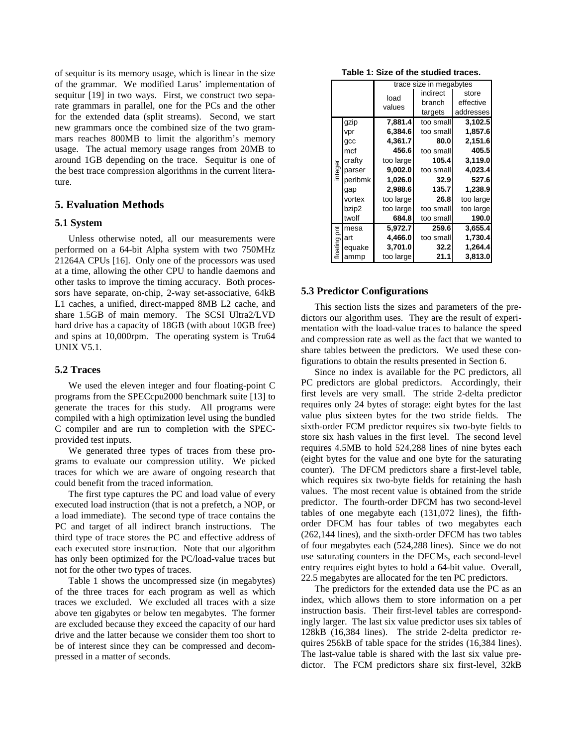of sequitur is its memory usage, which is linear in the size of the grammar. We modified Larus' implementation of sequitur [19] in two ways. First, we construct two separate grammars in parallel, one for the PCs and the other for the extended data (split streams). Second, we start new grammars once the combined size of the two grammars reaches 800MB to limit the algorithm's memory usage. The actual memory usage ranges from 20MB to around 1GB depending on the trace. Sequitur is one of the best trace compression algorithms in the current literature.

## 5. Evaluation Methods

### 5.1 System

Unless otherwise noted, all our measurements were performed on a 64-bit Alpha system with two 750MHz 21264A CPUs [16]. Only one of the processors was used at a time, allowing the other CPU to handle daemons and other tasks to improve the timing accuracy. Both processors have separate, on-chip, 2-way set-associative, 64kB L1 caches, a unified, direct-mapped 8MB L2 cache, and share 1.5GB of main memory. The SCSI Ultra2/LVD hard drive has a capacity of 18GB (with about 10GB free) and spins at 10,000rpm. The operating system is Tru64 UNIX V5.1.

### 5.2 Traces

We used the eleven integer and four floating-point C programs from the SPECcpu2000 benchmark suite [13] to generate the traces for this study. All programs were compiled with a high optimization level using the bundled C compiler and are run to completion with the SPEC-provided test inputs.

We generated three types of traces from these programs to evaluate our compression utility. We picked traces for which we are aware of ongoing research that could benefit from the traced information.

The first type captures the PC and load value of every executed load instruction (that is not a prefetch, a NOP, or a load immediate). The second type of trace contains the PC and target of all indirect branch instructions. The third type of trace stores the PC and effective address of each executed store instruction. Note that our algorithm has only been optimized for the PC/load-value traces but not for the other two types of traces.

Table 1 shows the uncompressed size (in megabytes) of the three traces for each program as well as which traces we excluded. We excluded all traces with a size above ten gigabytes or below ten megabytes. The former are excluded because they exceed the capacity of our hard drive and the latter because we consider them too short to be of interest since they can be compressed and decompressed in a matter of seconds.

**Table 1: Size of the studied traces.**

| | | trace size in megabytes | | |
|---|---|---|---|---|
| | | load values | indirect branch targets | store effective addresses |
| integer | gzip | **7,881.4** | too small | **3,102.5** |
| | vpr | **6,384.6** | too small | **1,857.6** |
| | gcc | **4,361.7** | **80.0** | **2,151.6** |
| | mcf | **456.6** | too small | **405.5** |
| | crafty | too large | **105.4** | **3,119.0** |
| | parser | **9,002.0** | too small | **4,023.4** |
| | perlbmk | **1,026.0** | **32.9** | **527.6** |
| | gap | **2,988.6** | **135.7** | **1,238.9** |
| | vortex | too large | **26.8** | too large |
| | bzip2 | too large | too small | too large |
| | twolf | **684.8** | too small | **190.0** |
| floating pnt | mesa | **5,972.7** | **259.6** | **3,655.4** |
| | art | **4,466.0** | too small | **1,730.4** |
| | equake | **3,701.0** | **32.2** | **1,264.4** |
| | ammp | too large | **21.1** | **3,813.0** |

### 5.3 Predictor Configurations

This section lists the sizes and parameters of the predictors our algorithm uses. They are the result of experimentation with the load-value traces to balance the speed and compression rate as well as the fact that we wanted to share tables between the predictors. We used these configurations to obtain the results presented in Section 6.

Since no index is available for the PC predictors, all PC predictors are global predictors. Accordingly, their first levels are very small. The stride 2-delta predictor requires only 24 bytes of storage: eight bytes for the last value plus sixteen bytes for the two stride fields. The sixth-order FCM predictor requires six two-byte fields to store six hash values in the first level. The second level requires 4.5MB to hold 524,288 lines of nine bytes each (eight bytes for the value and one byte for the saturating counter). The DFCM predictors share a first-level table, which requires six two-byte fields for retaining the hash values. The most recent value is obtained from the stride predictor. The fourth-order DFCM has two second-level tables of one megabyte each (131,072 lines), the fifth-order DFCM has four tables of two megabytes each (262,144 lines), and the sixth-order DFCM has two tables of four megabytes each (524,288 lines). Since we do not use saturating counters in the DFCMs, each second-level entry requires eight bytes to hold a 64-bit value. Overall, 22.5 megabytes are allocated for the ten PC predictors.

The predictors for the extended data use the PC as an index, which allows them to store information on a per instruction basis. Their first-level tables are correspondingly larger. The last six value predictor uses six tables of 128kB (16,384 lines). The stride 2-delta predictor requires 256kB of table space for the strides (16,384 lines). The last-value table is shared with the last six value predictor. The FCM predictors share six first-level, 32kB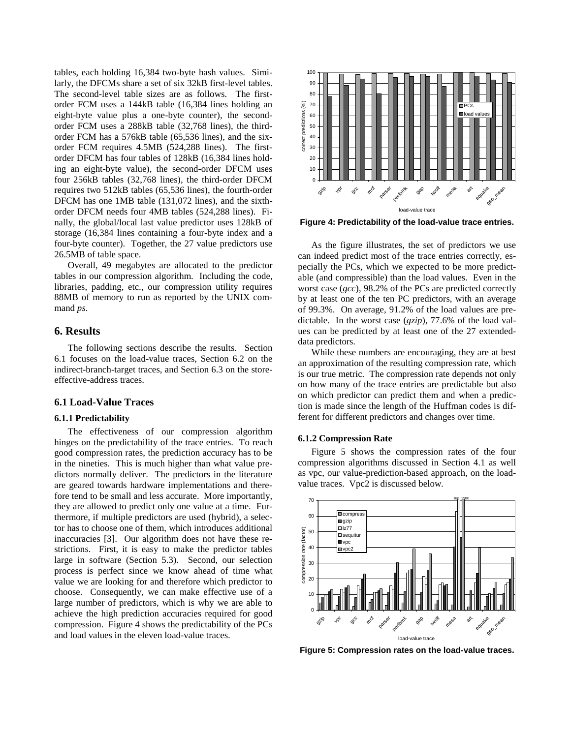tables, each holding 16,384 two-byte hash values. Similarly, the DFCMs share a set of six 32kB first-level tables. The second-level table sizes are as follows. The first-order FCM uses a 144kB table (16,384 lines holding an eight-byte value plus a one-byte counter), the second-order FCM uses a 288kB table (32,768 lines), the third-order FCM has a 576kB table (65,536 lines), and the six-order FCM requires 4.5MB (524,288 lines). The first-order DFCM has four tables of 128kB (16,384 lines holding an eight-byte value), the second-order DFCM uses four 256kB tables (32,768 lines), the third-order DFCM requires two 512kB tables (65,536 lines), the fourth-order DFCM has one 1MB table (131,072 lines), and the sixth-order DFCM needs four 4MB tables (524,288 lines). Finally, the global/local last value predictor uses 128kB of storage (16,384 lines containing a four-byte index and a four-byte counter). Together, the 27 value predictors use 26.5MB of table space.

Overall, 49 megabytes are allocated to the predictor tables in our compression algorithm. Including the code, libraries, padding, etc., our compression utility requires 88MB of memory to run as reported by the UNIX command *ps*.

## 6. Results

The following sections describe the results. Section 6.1 focuses on the load-value traces, Section 6.2 on the indirect-branch-target traces, and Section 6.3 on the store-effective-address traces.

### 6.1 Load-Value Traces

#### 6.1.1 Predictability

The effectiveness of our compression algorithm hinges on the predictability of the trace entries. To reach good compression rates, the prediction accuracy has to be in the nineties. This is much higher than what value predictors normally deliver. The predictors in the literature are geared towards hardware implementations and therefore tend to be small and less accurate. More importantly, they are allowed to predict only one value at a time. Furthermore, if multiple predictors are used (hybrid), a selector has to choose one of them, which introduces additional inaccuracies [3]. Our algorithm does not have these restrictions. First, it is easy to make the predictor tables large in software (Section 5.3). Second, our selection process is perfect since we know ahead of time what value we are looking for and therefore which predictor to choose. Consequently, we can make effective use of a large number of predictors, which is why we are able to achieve the high prediction accuracies required for good compression. Figure 4 shows the predictability of the PCs and load values in the eleven load-value traces.

**Figure 4: Predictability of the load-value trace entries.**

As the figure illustrates, the set of predictors we use can indeed predict most of the trace entries correctly, especially the PCs, which we expected to be more predictable (and compressible) than the load values. Even in the worst case (*gcc*), 98.2% of the PCs are predicted correctly by at least one of the ten PC predictors, with an average of 99.3%. On average, 91.2% of the load values are predictable. In the worst case (*gzip*), 77.6% of the load values can be predicted by at least one of the 27 extended-data predictors.

While these numbers are encouraging, they are at best an approximation of the resulting compression rate, which is our true metric. The compression rate depends not only on how many of the trace entries are predictable but also on which predictor can predict them and when a prediction is made since the length of the Huffman codes is different for different predictors and changes over time.

#### 6.1.2 Compression Rate

Figure 5 shows the compression rates of the four compression algorithms discussed in Section 4.1 as well as vpc, our value-prediction-based approach, on the load-value traces. Vpc2 is discussed below.

**Figure 5: Compression rates on the load-value traces.**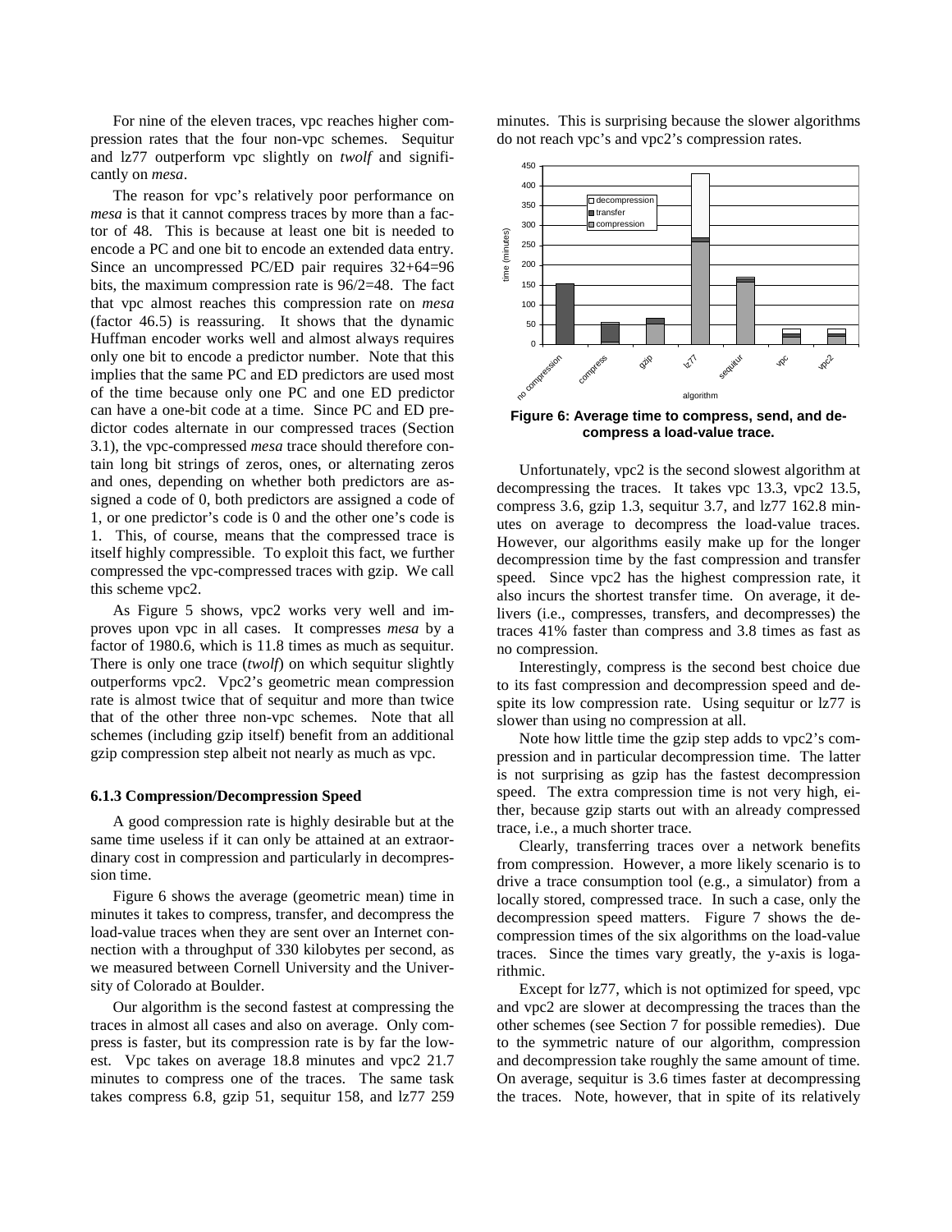For nine of the eleven traces, vpc reaches higher compression rates that the four non-vpc schemes. Sequitur and lz77 outperform vpc slightly on *twolf* and significantly on *mesa*.

The reason for vpc's relatively poor performance on *mesa* is that it cannot compress traces by more than a factor of 48. This is because at least one bit is needed to encode a PC and one bit to encode an extended data entry. Since an uncompressed PC/ED pair requires 32+64=96 bits, the maximum compression rate is 96/2=48. The fact that vpc almost reaches this compression rate on *mesa* (factor 46.5) is reassuring. It shows that the dynamic Huffman encoder works well and almost always requires only one bit to encode a predictor number. Note that this implies that the same PC and ED predictors are used most of the time because only one PC and one ED predictor can have a one-bit code at a time. Since PC and ED predictor codes alternate in our compressed traces (Section 3.1), the vpc-compressed *mesa* trace should therefore contain long bit strings of zeros, ones, or alternating zeros and ones, depending on whether both predictors are assigned a code of 0, both predictors are assigned a code of 1, or one predictor's code is 0 and the other one's code is 1. This, of course, means that the compressed trace is itself highly compressible. To exploit this fact, we further compressed the vpc-compressed traces with gzip. We call this scheme vpc2.

As Figure 5 shows, vpc2 works very well and improves upon vpc in all cases. It compresses *mesa* by a factor of 1980.6, which is 11.8 times as much as sequitur. There is only one trace (*twolf*) on which sequitur slightly outperforms vpc2. Vpc2's geometric mean compression rate is almost twice that of sequitur and more than twice that of the other three non-vpc schemes. Note that all schemes (including gzip itself) benefit from an additional gzip compression step albeit not nearly as much as vpc.

### 6.1.3 Compression/Decompression Speed

A good compression rate is highly desirable but at the same time useless if it can only be attained at an extraordinary cost in compression and particularly in decompression time.

Figure 6 shows the average (geometric mean) time in minutes it takes to compress, transfer, and decompress the load-value traces when they are sent over an Internet connection with a throughput of 330 kilobytes per second, as we measured between Cornell University and the University of Colorado at Boulder.

Our algorithm is the second fastest at compressing the traces in almost all cases and also on average. Only compress is faster, but its compression rate is by far the lowest. Vpc takes on average 18.8 minutes and vpc2 21.7 minutes to compress one of the traces. The same task takes compress 6.8, gzip 51, sequitur 158, and lz77 259 minutes. This is surprising because the slower algorithms do not reach vpc's and vpc2's compression rates.

**Figure 6: Average time to compress, send, and decompress a load-value trace.**

Unfortunately, vpc2 is the second slowest algorithm at decompressing the traces. It takes vpc 13.3, vpc2 13.5, compress 3.6, gzip 1.3, sequitur 3.7, and lz77 162.8 minutes on average to decompress the load-value traces. However, our algorithms easily make up for the longer decompression time by the fast compression and transfer speed. Since vpc2 has the highest compression rate, it also incurs the shortest transfer time. On average, it delivers (i.e., compresses, transfers, and decompresses) the traces 41% faster than compress and 3.8 times as fast as no compression.

Interestingly, compress is the second best choice due to its fast compression and decompression speed and despite its low compression rate. Using sequitur or lz77 is slower than using no compression at all.

Note how little time the gzip step adds to vpc2's compression and in particular decompression time. The latter is not surprising as gzip has the fastest decompression speed. The extra compression time is not very high, either, because gzip starts out with an already compressed trace, i.e., a much shorter trace.

Clearly, transferring traces over a network benefits from compression. However, a more likely scenario is to drive a trace consumption tool (e.g., a simulator) from a locally stored, compressed trace. In such a case, only the decompression speed matters. Figure 7 shows the decompression times of the six algorithms on the load-value traces. Since the times vary greatly, the y-axis is logarithmic.

Except for lz77, which is not optimized for speed, vpc and vpc2 are slower at decompressing the traces than the other schemes (see Section 7 for possible remedies). Due to the symmetric nature of our algorithm, compression and decompression take roughly the same amount of time. On average, sequitur is 3.6 times faster at decompressing the traces. Note, however, that in spite of its relatively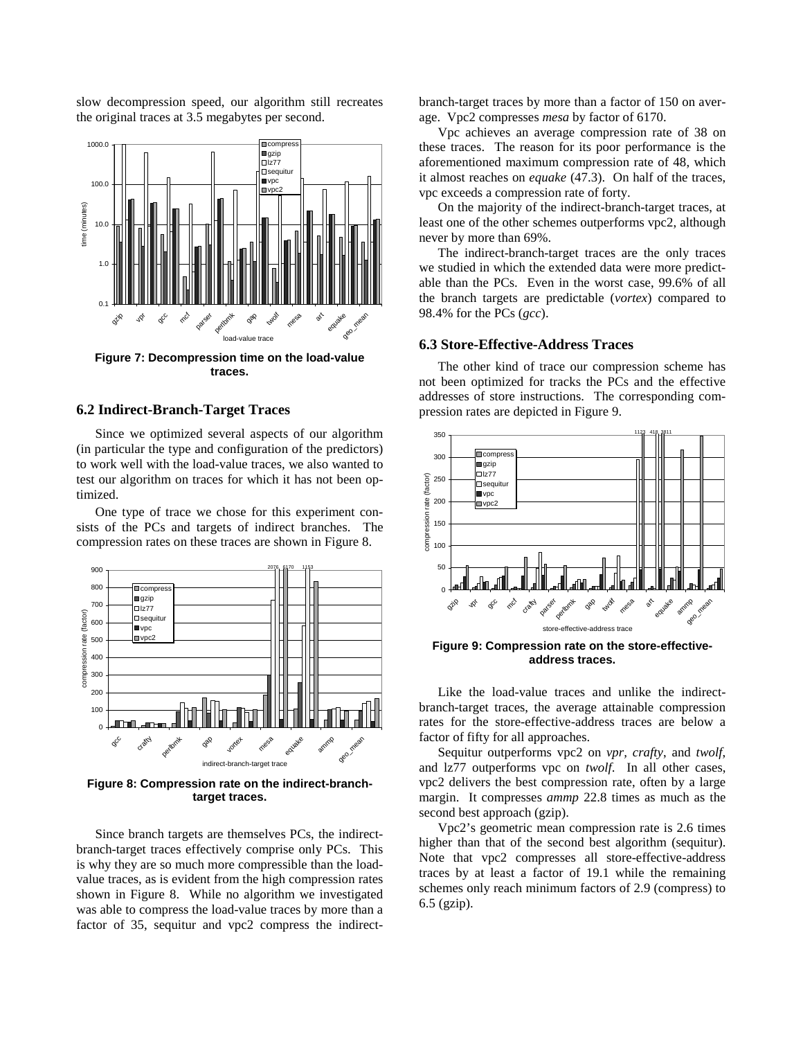slow decompression speed, our algorithm still recreates the original traces at 3.5 megabytes per second.

**Figure 7: Decompression time on the load-value traces.**

### 6.2 Indirect-Branch-Target Traces

Since we optimized several aspects of our algorithm (in particular the type and configuration of the predictors) to work well with the load-value traces, we also wanted to test our algorithm on traces for which it has not been optimized.

One type of trace we chose for this experiment consists of the PCs and targets of indirect branches. The compression rates on these traces are shown in Figure 8.

**Figure 8: Compression rate on the indirect-branch-target traces.**

Since branch targets are themselves PCs, the indirect-branch-target traces effectively comprise only PCs. This is why they are so much more compressible than the load-value traces, as is evident from the high compression rates shown in Figure 8. While no algorithm we investigated was able to compress the load-value traces by more than a factor of 35, sequitur and vpc2 compress the indirect-branch-target traces by more than a factor of 150 on average. Vpc2 compresses *mesa* by factor of 6170.

Vpc achieves an average compression rate of 38 on these traces. The reason for its poor performance is the aforementioned maximum compression rate of 48, which it almost reaches on *equake* (47.3). On half of the traces, vpc exceeds a compression rate of forty.

On the majority of the indirect-branch-target traces, at least one of the other schemes outperforms vpc2, although never by more than 69%.

The indirect-branch-target traces are the only traces we studied in which the extended data were more predictable than the PCs. Even in the worst case, 99.6% of all the branch targets are predictable (*vortex*) compared to 98.4% for the PCs (*gcc*).

### 6.3 Store-Effective-Address Traces

The other kind of trace our compression scheme has not been optimized for tracks the PCs and the effective addresses of store instructions. The corresponding compression rates are depicted in Figure 9.

**Figure 9: Compression rate on the store-effective-address traces.**

Like the load-value traces and unlike the indirect-branch-target traces, the average attainable compression rates for the store-effective-address traces are below a factor of fifty for all approaches.

Sequitur outperforms vpc2 on *vpr*, *crafty*, and *twolf*, and lz77 outperforms vpc on *twolf*. In all other cases, vpc2 delivers the best compression rate, often by a large margin. It compresses *ammp* 22.8 times as much as the second best approach (gzip).

Vpc2's geometric mean compression rate is 2.6 times higher than that of the second best algorithm (sequitur). Note that vpc2 compresses all store-effective-address traces by at least a factor of 19.1 while the remaining schemes only reach minimum factors of 2.9 (compress) to 6.5 (gzip).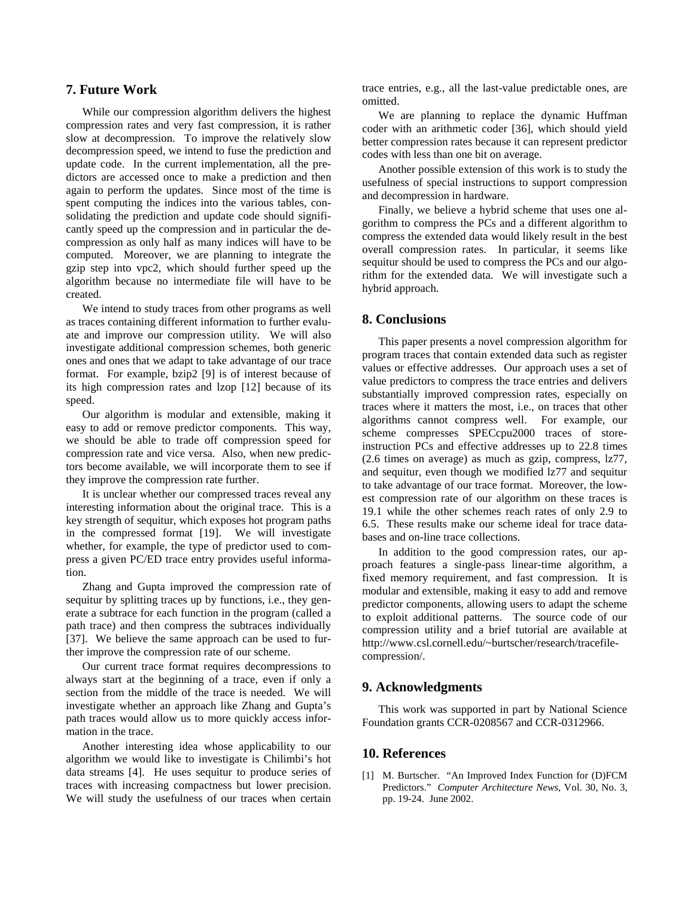## 7. Future Work

While our compression algorithm delivers the highest compression rates and very fast compression, it is rather slow at decompression. To improve the relatively slow decompression speed, we intend to fuse the prediction and update code. In the current implementation, all the predictors are accessed once to make a prediction and then again to perform the updates. Since most of the time is spent computing the indices into the various tables, consolidating the prediction and update code should significantly speed up the compression and in particular the decompression as only half as many indices will have to be computed. Moreover, we are planning to integrate the gzip step into vpc2, which should further speed up the algorithm because no intermediate file will have to be created.

We intend to study traces from other programs as well as traces containing different information to further evaluate and improve our compression utility. We will also investigate additional compression schemes, both generic ones and ones that we adapt to take advantage of our trace format. For example, bzip2 [9] is of interest because of its high compression rates and lzop [12] because of its speed.

Our algorithm is modular and extensible, making it easy to add or remove predictor components. This way, we should be able to trade off compression speed for compression rate and vice versa. Also, when new predictors become available, we will incorporate them to see if they improve the compression rate further.

It is unclear whether our compressed traces reveal any interesting information about the original trace. This is a key strength of sequitur, which exposes hot program paths in the compressed format [19]. We will investigate whether, for example, the type of predictor used to compress a given PC/ED trace entry provides useful information.

Zhang and Gupta improved the compression rate of sequitur by splitting traces up by functions, i.e., they generate a subtrace for each function in the program (called a path trace) and then compress the subtraces individually [37]. We believe the same approach can be used to further improve the compression rate of our scheme.

Our current trace format requires decompressions to always start at the beginning of a trace, even if only a section from the middle of the trace is needed. We will investigate whether an approach like Zhang and Gupta's path traces would allow us to more quickly access information in the trace.

Another interesting idea whose applicability to our algorithm we would like to investigate is Chilimbi's hot data streams [4]. He uses sequitur to produce series of traces with increasing compactness but lower precision. We will study the usefulness of our traces when certain trace entries, e.g., all the last-value predictable ones, are omitted.

We are planning to replace the dynamic Huffman coder with an arithmetic coder [36], which should yield better compression rates because it can represent predictor codes with less than one bit on average.

Another possible extension of this work is to study the usefulness of special instructions to support compression and decompression in hardware.

Finally, we believe a hybrid scheme that uses one algorithm to compress the PCs and a different algorithm to compress the extended data would likely result in the best overall compression rates. In particular, it seems like sequitur should be used to compress the PCs and our algorithm for the extended data. We will investigate such a hybrid approach.

## 8. Conclusions

This paper presents a novel compression algorithm for program traces that contain extended data such as register values or effective addresses. Our approach uses a set of value predictors to compress the trace entries and delivers substantially improved compression rates, especially on traces where it matters the most, i.e., on traces that other algorithms cannot compress well. For example, our scheme compresses SPECcpu2000 traces of store-instruction PCs and effective addresses up to 22.8 times (2.6 times on average) as much as gzip, compress, lz77, and sequitur, even though we modified lz77 and sequitur to take advantage of our trace format. Moreover, the lowest compression rate of our algorithm on these traces is 19.1 while the other schemes reach rates of only 2.9 to 6.5. These results make our scheme ideal for trace databases and on-line trace collections.

In addition to the good compression rates, our approach features a single-pass linear-time algorithm, a fixed memory requirement, and fast compression. It is modular and extensible, making it easy to add and remove predictor components, allowing users to adapt the scheme to exploit additional patterns. The source code of our compression utility and a brief tutorial are available at http://www.csl.cornell.edu/~burtscher/research/tracefile-compression/.

## 9. Acknowledgments

This work was supported in part by National Science Foundation grants CCR-0208567 and CCR-0312966.

## 10. References

[1] M. Burtscher. "An Improved Index Function for (D)FCM Predictors." *Computer Architecture News*, Vol. 30, No. 3, pp. 19-24. June 2002.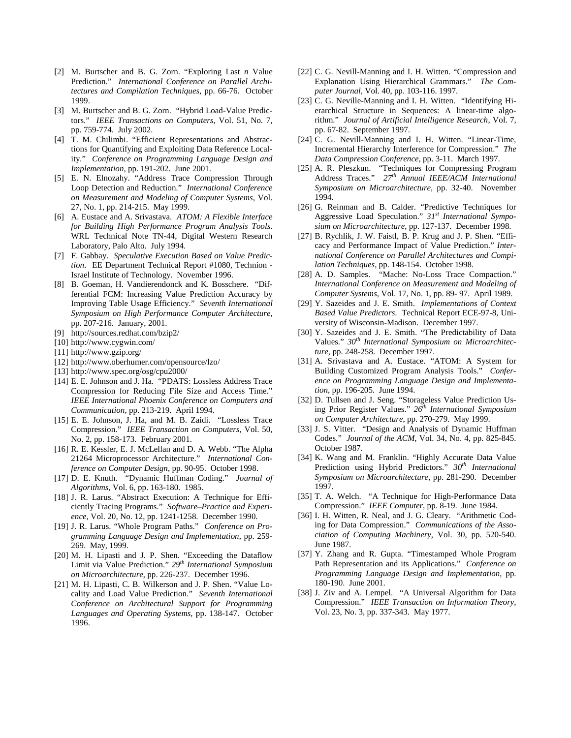[2] M. Burtscher and B. G. Zorn. "Exploring Last *n* Value Prediction." *International Conference on Parallel Architectures and Compilation Techniques*, pp. 66-76. October 1999.

[3] M. Burtscher and B. G. Zorn. "Hybrid Load-Value Predictors." *IEEE Transactions on Computers*, Vol. 51, No. 7, pp. 759-774. July 2002.

[4] T. M. Chilimbi. "Efficient Representations and Abstractions for Quantifying and Exploiting Data Reference Locality." *Conference on Programming Language Design and Implementation*, pp. 191-202. June 2001.

[5] E. N. Elnozahy. "Address Trace Compression Through Loop Detection and Reduction." *International Conference on Measurement and Modeling of Computer Systems*, Vol. 27, No. 1, pp. 214-215. May 1999.

[6] A. Eustace and A. Srivastava. *ATOM: A Flexible Interface for Building High Performance Program Analysis Tools*. WRL Technical Note TN-44, Digital Western Research Laboratory, Palo Alto. July 1994.

[7] F. Gabbay. *Speculative Execution Based on Value Prediction*. EE Department Technical Report #1080, Technion - Israel Institute of Technology. November 1996.

[8] B. Goeman, H. Vandierendonck and K. Bosschere. "Differential FCM: Increasing Value Prediction Accuracy by Improving Table Usage Efficiency." *Seventh International Symposium on High Performance Computer Architecture*, pp. 207-216. January, 2001.

[9] http://sources.redhat.com/bzip2/

[10] http://www.cygwin.com/

[11] http://www.gzip.org/

[12] http://www.oberhumer.com/opensource/lzo/

[13] http://www.spec.org/osg/cpu2000/

[14] E. E. Johnson and J. Ha. "PDATS: Lossless Address Trace Compression for Reducing File Size and Access Time." *IEEE International Phoenix Conference on Computers and Communication*, pp. 213-219. April 1994.

[15] E. E. Johnson, J. Ha, and M. B. Zaidi. "Lossless Trace Compression." *IEEE Transaction on Computers*, Vol. 50, No. 2, pp. 158-173. February 2001.

[16] R. E. Kessler, E. J. McLellan and D. A. Webb. "The Alpha 21264 Microprocessor Architecture." *International Conference on Computer Design*, pp. 90-95. October 1998.

[17] D. E. Knuth. "Dynamic Huffman Coding." *Journal of Algorithms*, Vol. 6, pp. 163-180. 1985.

[18] J. R. Larus. "Abstract Execution: A Technique for Efficiently Tracing Programs." *Software–Practice and Experience*, Vol. 20, No. 12, pp. 1241-1258. December 1990.

[19] J. R. Larus. "Whole Program Paths." *Conference on Programming Language Design and Implementation*, pp. 259-269. May, 1999.

[20] M. H. Lipasti and J. P. Shen. "Exceeding the Dataflow Limit via Value Prediction." *29th International Symposium on Microarchitecture*, pp. 226-237. December 1996.

[21] M. H. Lipasti, C. B. Wilkerson and J. P. Shen. "Value Locality and Load Value Prediction." *Seventh International Conference on Architectural Support for Programming Languages and Operating Systems*, pp. 138-147. October 1996.

[22] C. G. Nevill-Manning and I. H. Witten. "Compression and Explanation Using Hierarchical Grammars." *The Computer Journal*, Vol. 40, pp. 103-116. 1997.

[23] C. G. Neville-Manning and I. H. Witten. "Identifying Hierarchical Structure in Sequences: A linear-time algorithm." *Journal of Artificial Intelligence Research*, Vol. 7, pp. 67-82. September 1997.

[24] C. G. Nevill-Manning and I. H. Witten. "Linear-Time, Incremental Hierarchy Interference for Compression." *The Data Compression Conference*, pp. 3-11. March 1997.

[25] A. R. Pleszkun. "Techniques for Compressing Program Address Traces." *27th Annual IEEE/ACM International Symposium on Microarchitecture*, pp. 32-40. November 1994.

[26] G. Reinman and B. Calder. "Predictive Techniques for Aggressive Load Speculation." *31st International Symposium on Microarchitecture*, pp. 127-137. December 1998.

[27] B. Rychlik, J. W. Faistl, B. P. Krug and J. P. Shen. "Efficacy and Performance Impact of Value Prediction." *International Conference on Parallel Architectures and Compilation Techniques*, pp. 148-154. October 1998.

[28] A. D. Samples. "Mache: No-Loss Trace Compaction." *International Conference on Measurement and Modeling of Computer Systems*, Vol. 17, No. 1, pp. 89- 97. April 1989.

[29] Y. Sazeides and J. E. Smith. *Implementations of Context Based Value Predictors*. Technical Report ECE-97-8, University of Wisconsin-Madison. December 1997.

[30] Y. Sazeides and J. E. Smith. "The Predictability of Data Values." *30th International Symposium on Microarchitecture*, pp. 248-258. December 1997.

[31] A. Srivastava and A. Eustace. "ATOM: A System for Building Customized Program Analysis Tools." *Conference on Programming Language Design and Implementation*, pp. 196-205. June 1994.

[32] D. Tullsen and J. Seng. "Storageless Value Prediction Using Prior Register Values." *26th International Symposium on Computer Architecture*, pp. 270-279. May 1999.

[33] J. S. Vitter. "Design and Analysis of Dynamic Huffman Codes." *Journal of the ACM*, Vol. 34, No. 4, pp. 825-845. October 1987.

[34] K. Wang and M. Franklin. "Highly Accurate Data Value Prediction using Hybrid Predictors." *30th International Symposium on Microarchitecture*, pp. 281-290. December 1997.

[35] T. A. Welch. "A Technique for High-Performance Data Compression." *IEEE Computer*, pp. 8-19. June 1984.

[36] I. H. Witten, R. Neal, and J. G. Cleary. "Arithmetic Coding for Data Compression." *Communications of the Association of Computing Machinery*, Vol. 30, pp. 520-540. June 1987.

[37] Y. Zhang and R. Gupta. "Timestamped Whole Program Path Representation and its Applications." *Conference on Programming Language Design and Implementation*, pp. 180-190. June 2001.

[38] J. Ziv and A. Lempel. "A Universal Algorithm for Data Compression." *IEEE Transaction on Information Theory*, Vol. 23, No. 3, pp. 337-343. May 1977.